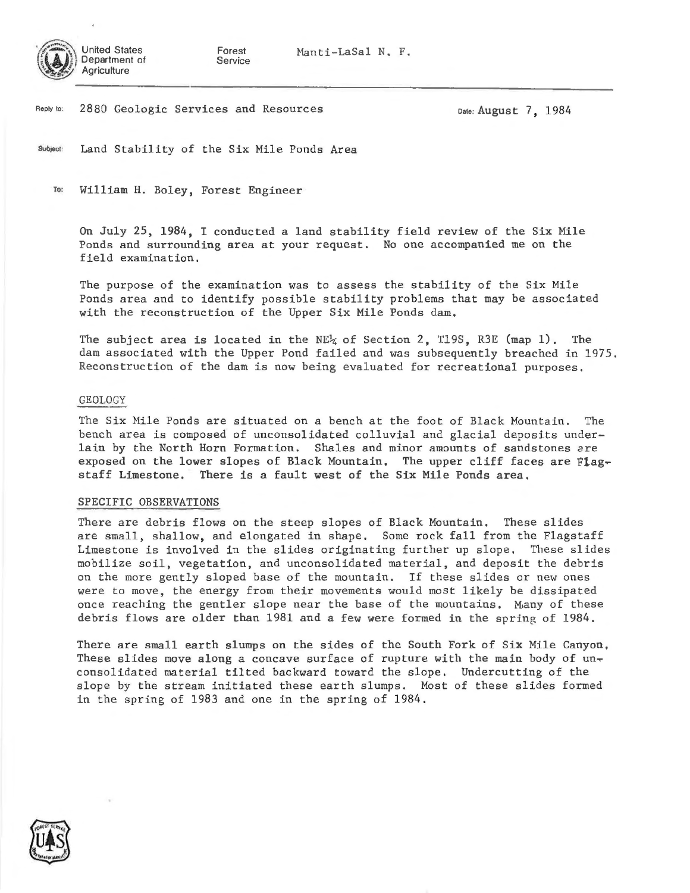United States Department of Agriculture

Forest Service

Manti-LaSal N. F.

Reply to: 2880 Geologic Services and Resources

Date: August 7, 1984

Subject: Land Stability of the Six Mile Ponds Area

To: William H. Boley, Forest Engineer

On July 25, 1984, I conducted a land stability field review of the Six Mile Ponds and surrounding area at your request. No one accompanied me on the field examination.

The purpose of the examination was to assess the stability of the Six Mile Ponds area and to identify possible stability problems that may be associated with the reconstruction of the Upper Six Mile Ponds dam.

The subject area is located in the NE¼ of Section 2, T19S, R3E (map 1). The dam associated with the Upper Pond failed and was subsequently breached in 1975. Reconstruction of the dam is now being evaluated for recreational purposes.

## GEOLOGY

The Six Mile Ponds are situated on a bench at the foot of Black Mountain. The bench area is composed of unconsolidated colluvial and glacial deposits underlain by the North Horn Formation. Shales and minor amounts of sandstones are exposed on the lower slopes of Black Mountain. The upper cliff faces are Flagstaff Limestone. There is a fault west of the Six Mile Ponds area.

## SPECIFIC OBSERVATIONS

There are debris flows on the steep slopes of Black Mountain. These slides are small, shallow, and elongated in shape. Some rock fall from the Flagstaff Limestone is involved in the slides originating further up slope. These slides mobilize soil, vegetation, and unconsolidated material, and deposit the debris on the more gently sloped base of the mountain. If these slides or new ones were to move, the energy from their movements would most likely be dissipated once reaching the gentler slope near the base of the mountains. Many of these debris flows are older than 1981 and a few were formed in the spring of 1984.

There are small earth slumps on the sides of the South Fork of Six Mile Canyon. These slides move along a concave surface of rupture with the main body of unconsolidated material tilted backward toward the slope. Undercutting of the slope by the stream initiated these earth slumps. Most of these slides formed in the spring of 1983 and one in the spring of 1984.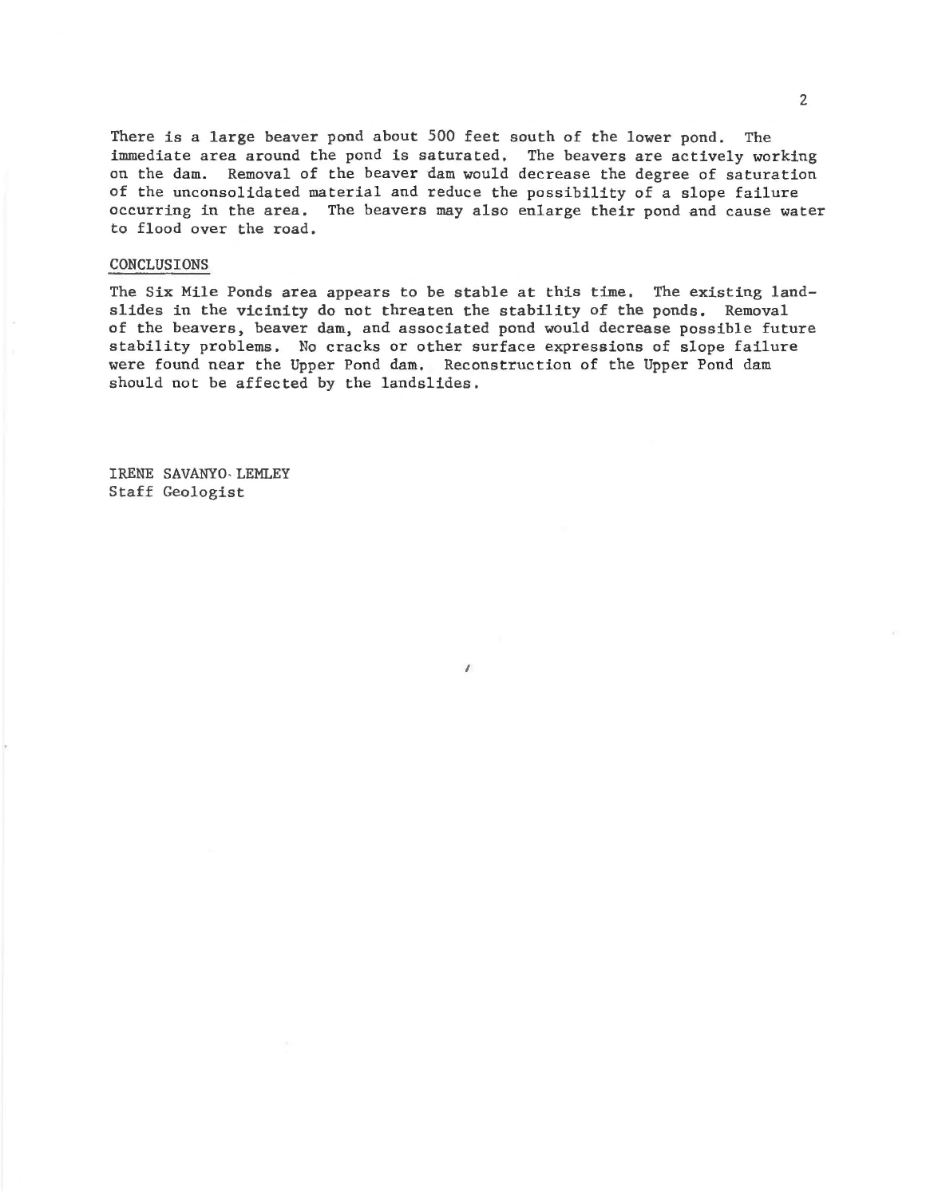There is a large beaver pond about 500 feet south of the lower pond. The immediate area around the pond is saturated. The beavers are actively working on the dam. Removal of the beaver dam would decrease the degree of saturation of the unconsolidated material and reduce the possibility of a slope failure occurring in the area. The beavers may also enlarge their pond and cause water to flood over the road.

## CONCLUSIONS

The Six Mile Ponds area appears to be stable at this time. The existing landslides in the vicinity do not threaten the stability of the ponds. Removal of the beavers, beaver dam, and associated pond would decrease possible future stability problems. No cracks or other surface expressions of slope failure were found near the Upper Pond dam. Reconstruction of the Upper Pond dam should not be affected by the landslides.

IRENE SAVANYO-LEMLEY
Staff Geologist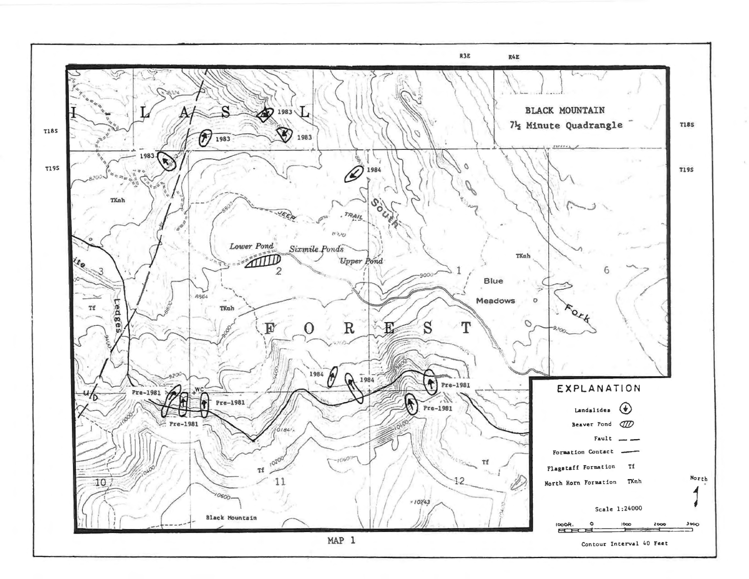R3E R4E

T18S T19S

BLACK MOUNTAIN

7½ Minute Quadrangle

1983 1983 1983 1983 1984

TKnh

Lower Pond Sixmile Ponds Upper Pond

JEEP TRAIL

South Fork

Blue Meadows

Ledges

Tf

F O R E S T

Pre-1981 Pre-1981 Pre-1981 Pre-1981 Pre-1981

1984 1984

Black Mountain

10 11 12 1 2 3 6

**EXPLANATION**

Landslides

Beaver Pond

Fault

Formation Contact

Flagstaff Formation Tf

North Horn Formation TKnh

North

Scale 1:24000

1000ft. 0 1000 2000 3000

Contour Interval 40 Feet

MAP 1